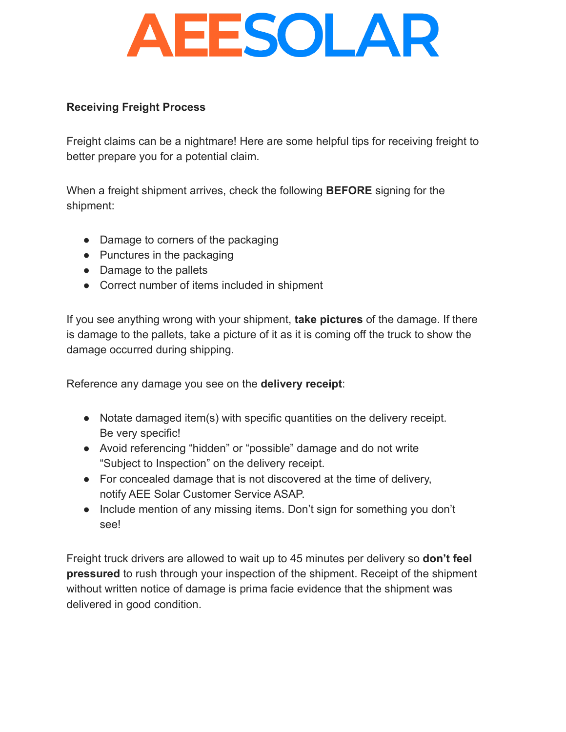# AEESOLAR

**Receiving Freight Process**

Freight claims can be a nightmare! Here are some helpful tips for receiving freight to better prepare you for a potential claim.

When a freight shipment arrives, check the following **BEFORE** signing for the shipment:

- Damage to corners of the packaging
- Punctures in the packaging
- Damage to the pallets
- Correct number of items included in shipment

If you see anything wrong with your shipment, **take pictures** of the damage. If there is damage to the pallets, take a picture of it as it is coming off the truck to show the damage occurred during shipping.

Reference any damage you see on the **delivery receipt**:

- Notate damaged item(s) with specific quantities on the delivery receipt. Be very specific!
- Avoid referencing "hidden" or "possible" damage and do not write "Subject to Inspection" on the delivery receipt.
- For concealed damage that is not discovered at the time of delivery, notify AEE Solar Customer Service ASAP.
- Include mention of any missing items. Don't sign for something you don't see!

Freight truck drivers are allowed to wait up to 45 minutes per delivery so **don't feel pressured** to rush through your inspection of the shipment. Receipt of the shipment without written notice of damage is prima facie evidence that the shipment was delivered in good condition.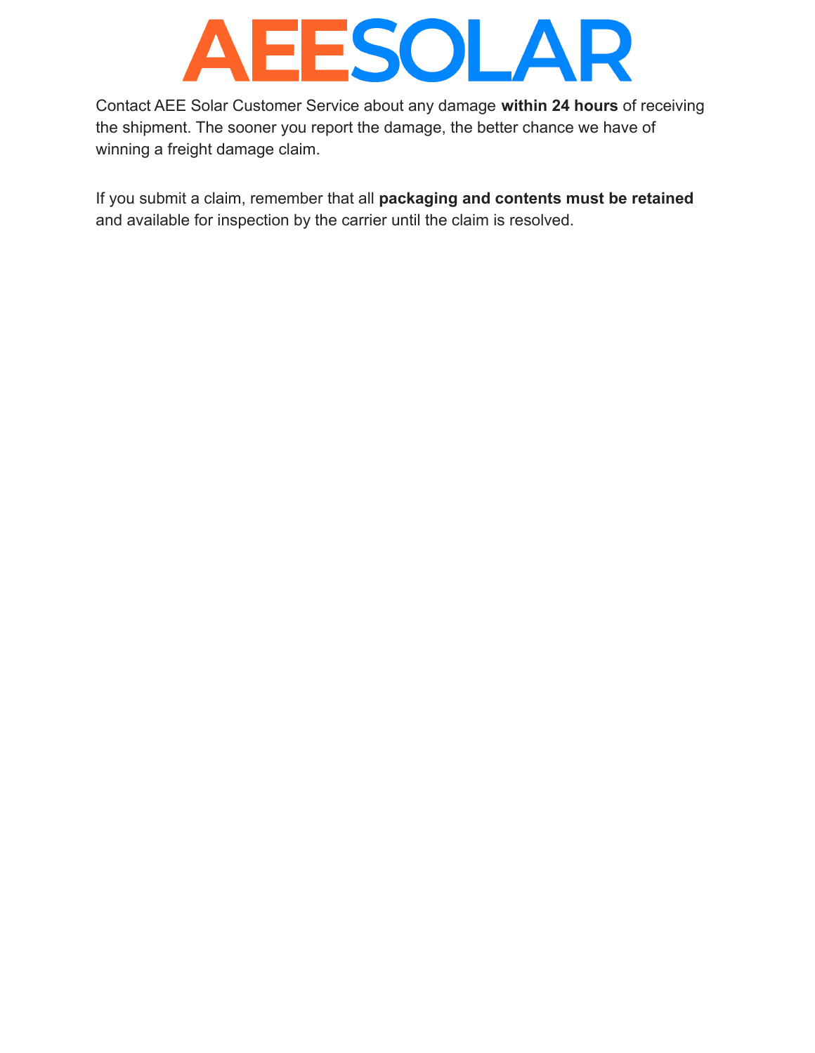# AEESOLAR

Contact AEE Solar Customer Service about any damage **within 24 hours** of receiving the shipment. The sooner you report the damage, the better chance we have of winning a freight damage claim.

If you submit a claim, remember that all **packaging and contents must be retained** and available for inspection by the carrier until the claim is resolved.